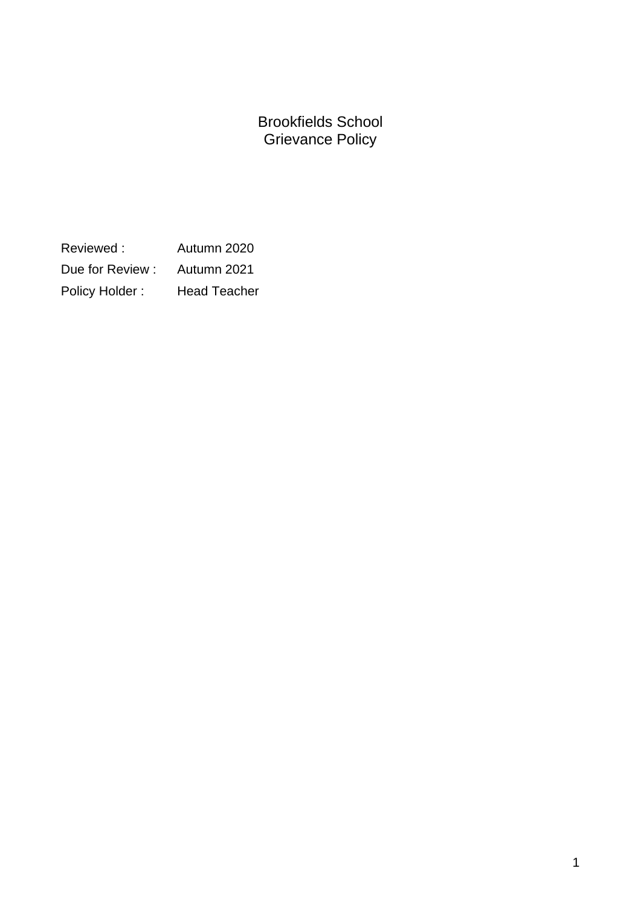# Brookfields School
# Grievance Policy

| | |
|---|---|
| Reviewed : | Autumn 2020 |
| Due for Review : | Autumn 2021 |
| Policy Holder : | Head Teacher |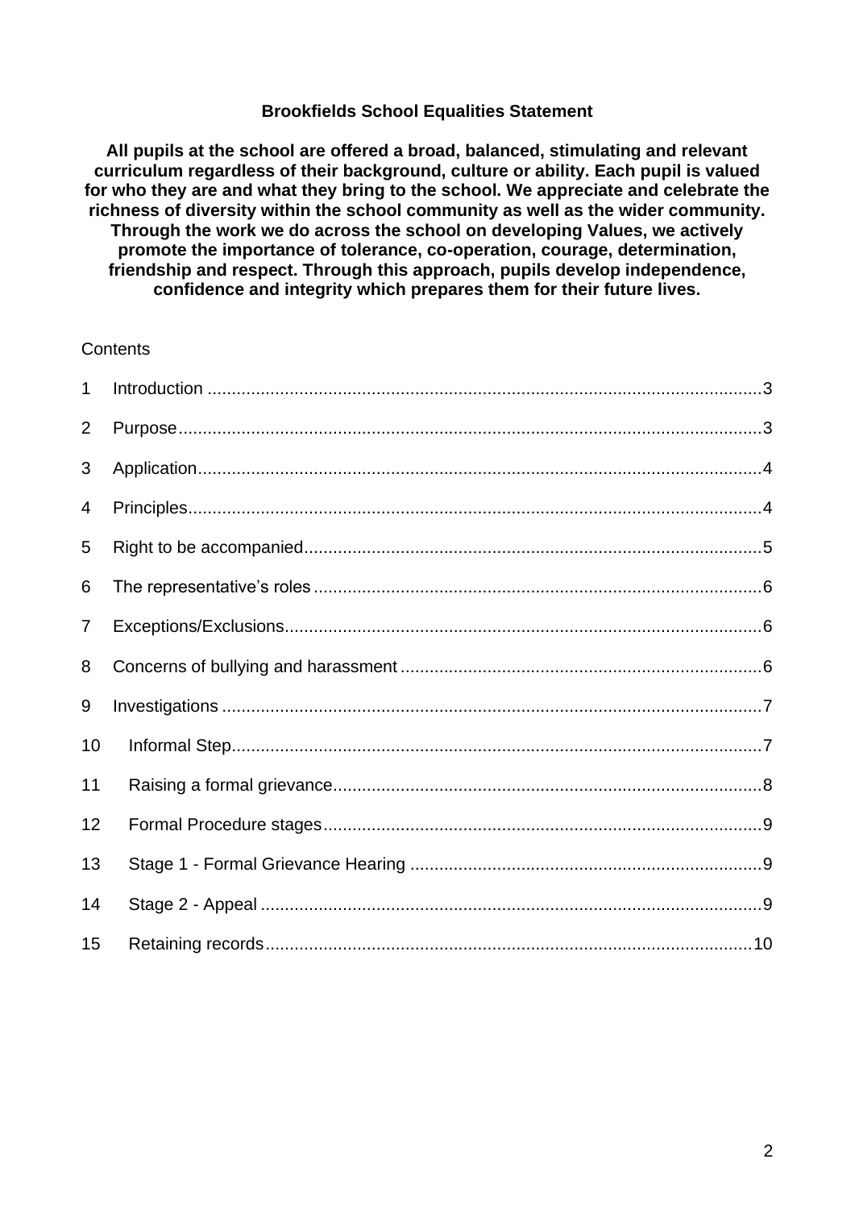**Brookfields School Equalities Statement**

**All pupils at the school are offered a broad, balanced, stimulating and relevant curriculum regardless of their background, culture or ability. Each pupil is valued for who they are and what they bring to the school. We appreciate and celebrate the richness of diversity within the school community as well as the wider community. Through the work we do across the school on developing Values, we actively promote the importance of tolerance, co-operation, courage, determination, friendship and respect. Through this approach, pupils develop independence, confidence and integrity which prepares them for their future lives.**

Contents

1 Introduction .......... 3
2 Purpose .......... 3
3 Application .......... 4
4 Principles .......... 4
5 Right to be accompanied .......... 5
6 The representative's roles .......... 6
7 Exceptions/Exclusions .......... 6
8 Concerns of bullying and harassment .......... 6
9 Investigations .......... 7
10 Informal Step .......... 7
11 Raising a formal grievance .......... 8
12 Formal Procedure stages .......... 9
13 Stage 1 - Formal Grievance Hearing .......... 9
14 Stage 2 - Appeal .......... 9
15 Retaining records .......... 10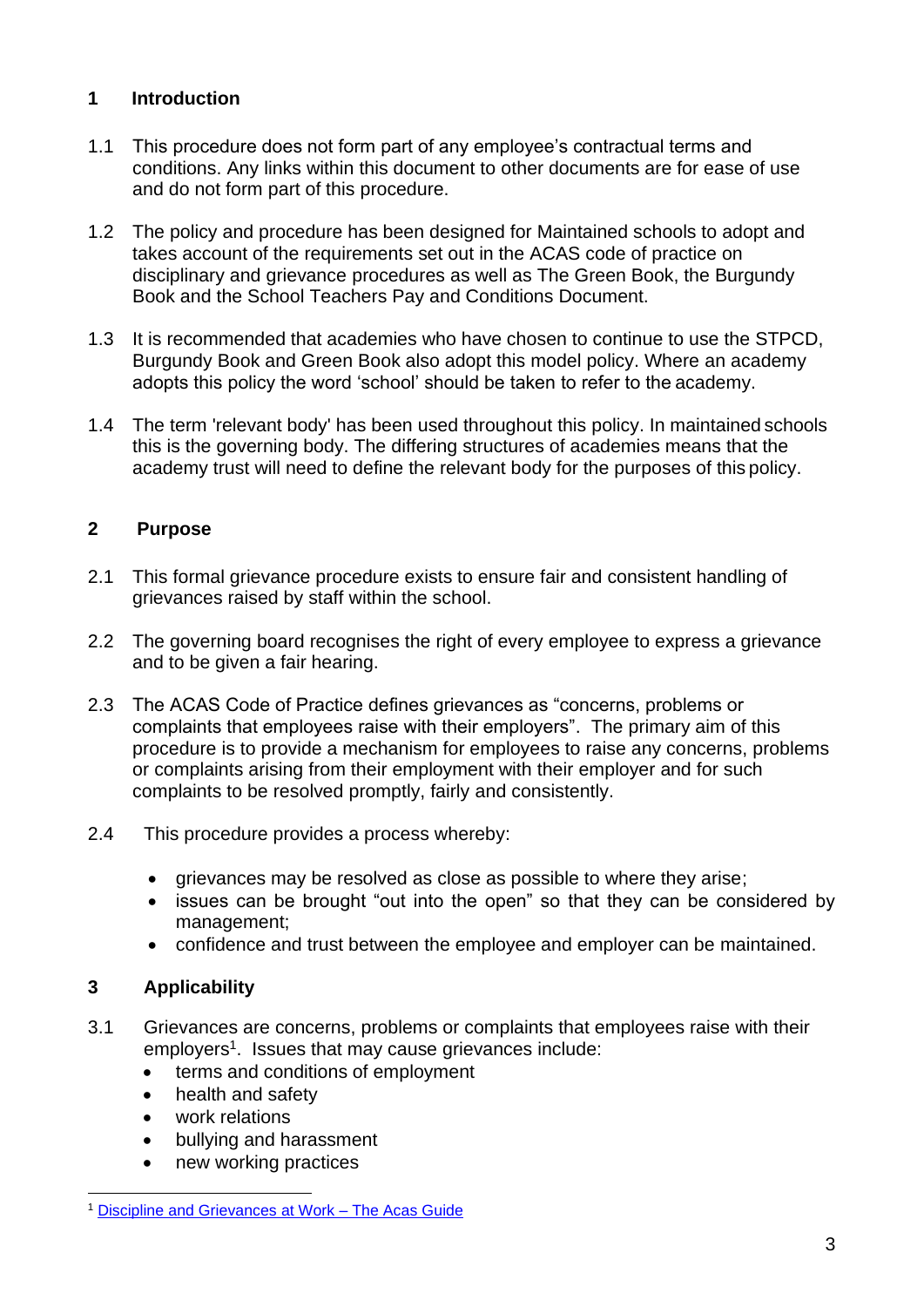## 1 Introduction

1.1 This procedure does not form part of any employee's contractual terms and conditions. Any links within this document to other documents are for ease of use and do not form part of this procedure.

1.2 The policy and procedure has been designed for Maintained schools to adopt and takes account of the requirements set out in the ACAS code of practice on disciplinary and grievance procedures as well as The Green Book, the Burgundy Book and the School Teachers Pay and Conditions Document.

1.3 It is recommended that academies who have chosen to continue to use the STPCD, Burgundy Book and Green Book also adopt this model policy. Where an academy adopts this policy the word 'school' should be taken to refer to the academy.

1.4 The term 'relevant body' has been used throughout this policy. In maintained schools this is the governing body. The differing structures of academies means that the academy trust will need to define the relevant body for the purposes of this policy.

## 2 Purpose

2.1 This formal grievance procedure exists to ensure fair and consistent handling of grievances raised by staff within the school.

2.2 The governing board recognises the right of every employee to express a grievance and to be given a fair hearing.

2.3 The ACAS Code of Practice defines grievances as "concerns, problems or complaints that employees raise with their employers". The primary aim of this procedure is to provide a mechanism for employees to raise any concerns, problems or complaints arising from their employment with their employer and for such complaints to be resolved promptly, fairly and consistently.

2.4 This procedure provides a process whereby:

- grievances may be resolved as close as possible to where they arise;
- issues can be brought "out into the open" so that they can be considered by management;
- confidence and trust between the employee and employer can be maintained.

## 3 Applicability

3.1 Grievances are concerns, problems or complaints that employees raise with their employers[1]. Issues that may cause grievances include:

- terms and conditions of employment
- health and safety
- work relations
- bullying and harassment
- new working practices

---

[1] Discipline and Grievances at Work – The Acas Guide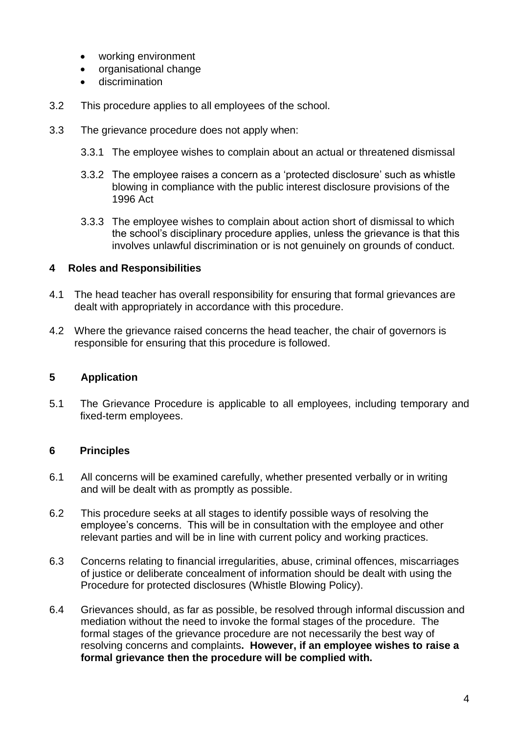- working environment
- organisational change
- discrimination

3.2 This procedure applies to all employees of the school.

3.3 The grievance procedure does not apply when:

3.3.1 The employee wishes to complain about an actual or threatened dismissal

3.3.2 The employee raises a concern as a 'protected disclosure' such as whistle blowing in compliance with the public interest disclosure provisions of the 1996 Act

3.3.3 The employee wishes to complain about action short of dismissal to which the school's disciplinary procedure applies, unless the grievance is that this involves unlawful discrimination or is not genuinely on grounds of conduct.

## 4 Roles and Responsibilities

4.1 The head teacher has overall responsibility for ensuring that formal grievances are dealt with appropriately in accordance with this procedure.

4.2 Where the grievance raised concerns the head teacher, the chair of governors is responsible for ensuring that this procedure is followed.

## 5 Application

5.1 The Grievance Procedure is applicable to all employees, including temporary and fixed-term employees.

## 6 Principles

6.1 All concerns will be examined carefully, whether presented verbally or in writing and will be dealt with as promptly as possible.

6.2 This procedure seeks at all stages to identify possible ways of resolving the employee's concerns. This will be in consultation with the employee and other relevant parties and will be in line with current policy and working practices.

6.3 Concerns relating to financial irregularities, abuse, criminal offences, miscarriages of justice or deliberate concealment of information should be dealt with using the Procedure for protected disclosures (Whistle Blowing Policy).

6.4 Grievances should, as far as possible, be resolved through informal discussion and mediation without the need to invoke the formal stages of the procedure. The formal stages of the grievance procedure are not necessarily the best way of resolving concerns and complaints**. However, if an employee wishes to raise a formal grievance then the procedure will be complied with.**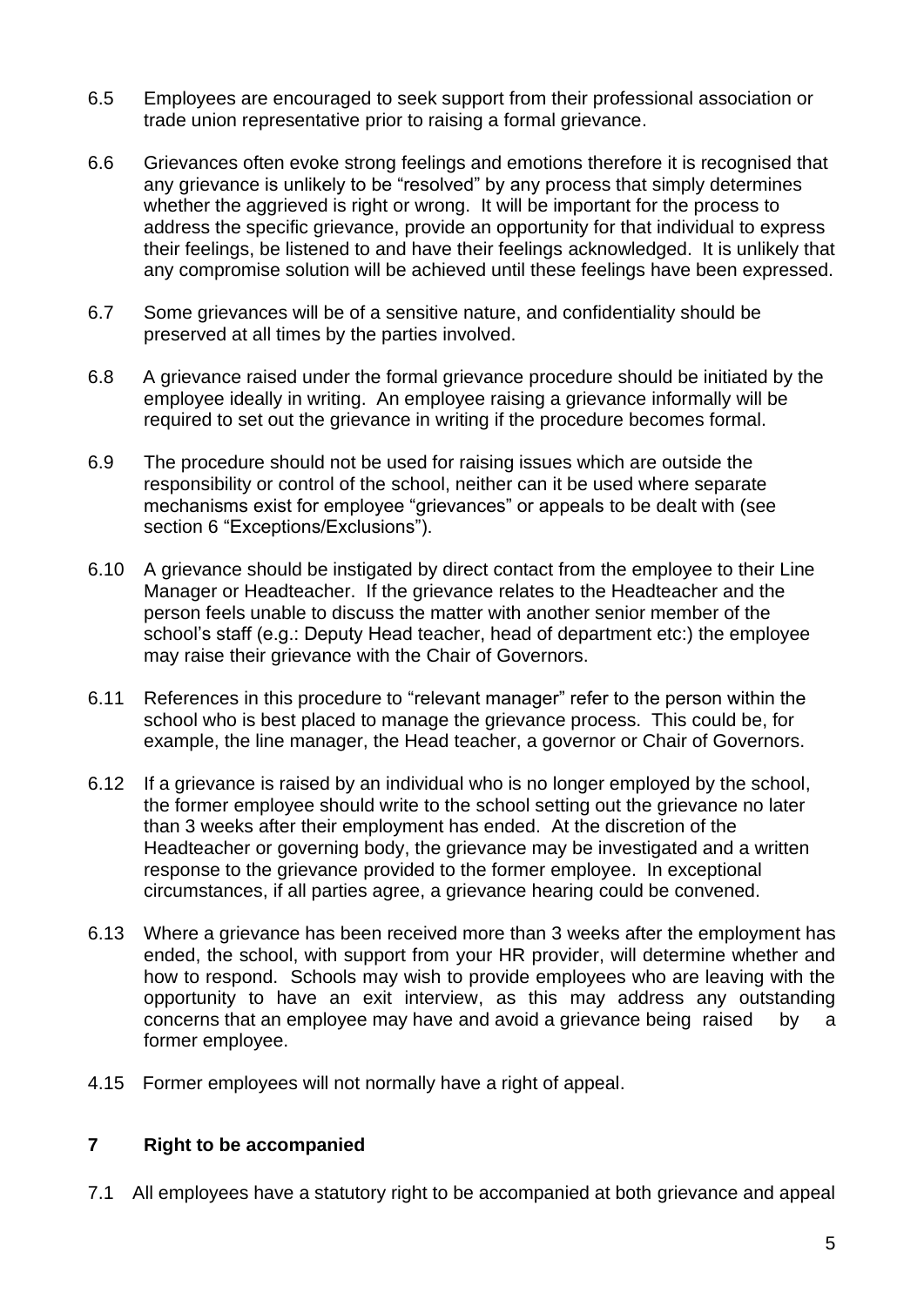6.5 Employees are encouraged to seek support from their professional association or trade union representative prior to raising a formal grievance.

6.6 Grievances often evoke strong feelings and emotions therefore it is recognised that any grievance is unlikely to be "resolved" by any process that simply determines whether the aggrieved is right or wrong. It will be important for the process to address the specific grievance, provide an opportunity for that individual to express their feelings, be listened to and have their feelings acknowledged. It is unlikely that any compromise solution will be achieved until these feelings have been expressed.

6.7 Some grievances will be of a sensitive nature, and confidentiality should be preserved at all times by the parties involved.

6.8 A grievance raised under the formal grievance procedure should be initiated by the employee ideally in writing. An employee raising a grievance informally will be required to set out the grievance in writing if the procedure becomes formal.

6.9 The procedure should not be used for raising issues which are outside the responsibility or control of the school, neither can it be used where separate mechanisms exist for employee "grievances" or appeals to be dealt with (see section 6 "Exceptions/Exclusions").

6.10 A grievance should be instigated by direct contact from the employee to their Line Manager or Headteacher. If the grievance relates to the Headteacher and the person feels unable to discuss the matter with another senior member of the school's staff (e.g.: Deputy Head teacher, head of department etc:) the employee may raise their grievance with the Chair of Governors.

6.11 References in this procedure to "relevant manager" refer to the person within the school who is best placed to manage the grievance process. This could be, for example, the line manager, the Head teacher, a governor or Chair of Governors.

6.12 If a grievance is raised by an individual who is no longer employed by the school, the former employee should write to the school setting out the grievance no later than 3 weeks after their employment has ended. At the discretion of the Headteacher or governing body, the grievance may be investigated and a written response to the grievance provided to the former employee. In exceptional circumstances, if all parties agree, a grievance hearing could be convened.

6.13 Where a grievance has been received more than 3 weeks after the employment has ended, the school, with support from your HR provider, will determine whether and how to respond. Schools may wish to provide employees who are leaving with the opportunity to have an exit interview, as this may address any outstanding concerns that an employee may have and avoid a grievance being raised by a former employee.

4.15 Former employees will not normally have a right of appeal.

## 7 Right to be accompanied

7.1 All employees have a statutory right to be accompanied at both grievance and appeal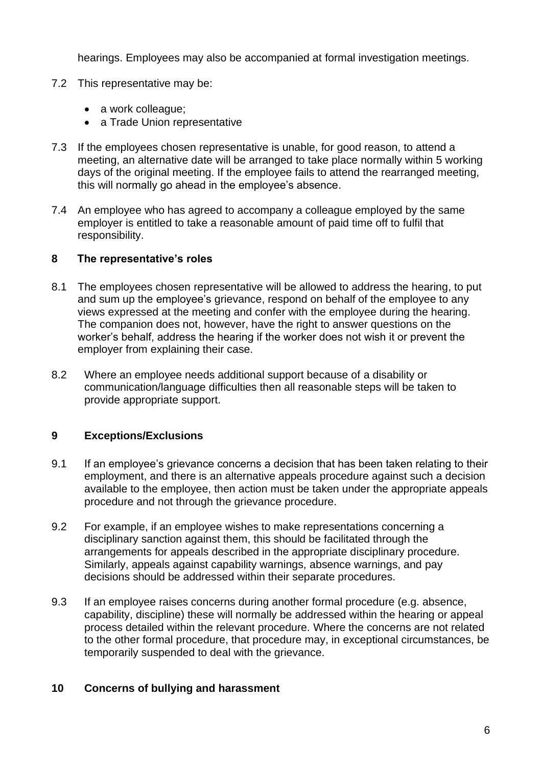hearings. Employees may also be accompanied at formal investigation meetings.

7.2 This representative may be:

- a work colleague;
- a Trade Union representative

7.3 If the employees chosen representative is unable, for good reason, to attend a meeting, an alternative date will be arranged to take place normally within 5 working days of the original meeting. If the employee fails to attend the rearranged meeting, this will normally go ahead in the employee's absence.

7.4 An employee who has agreed to accompany a colleague employed by the same employer is entitled to take a reasonable amount of paid time off to fulfil that responsibility.

## 8 The representative's roles

8.1 The employees chosen representative will be allowed to address the hearing, to put and sum up the employee's grievance, respond on behalf of the employee to any views expressed at the meeting and confer with the employee during the hearing. The companion does not, however, have the right to answer questions on the worker's behalf, address the hearing if the worker does not wish it or prevent the employer from explaining their case.

8.2 Where an employee needs additional support because of a disability or communication/language difficulties then all reasonable steps will be taken to provide appropriate support.

## 9 Exceptions/Exclusions

9.1 If an employee's grievance concerns a decision that has been taken relating to their employment, and there is an alternative appeals procedure against such a decision available to the employee, then action must be taken under the appropriate appeals procedure and not through the grievance procedure.

9.2 For example, if an employee wishes to make representations concerning a disciplinary sanction against them, this should be facilitated through the arrangements for appeals described in the appropriate disciplinary procedure. Similarly, appeals against capability warnings, absence warnings, and pay decisions should be addressed within their separate procedures.

9.3 If an employee raises concerns during another formal procedure (e.g. absence, capability, discipline) these will normally be addressed within the hearing or appeal process detailed within the relevant procedure. Where the concerns are not related to the other formal procedure, that procedure may, in exceptional circumstances, be temporarily suspended to deal with the grievance.

## 10 Concerns of bullying and harassment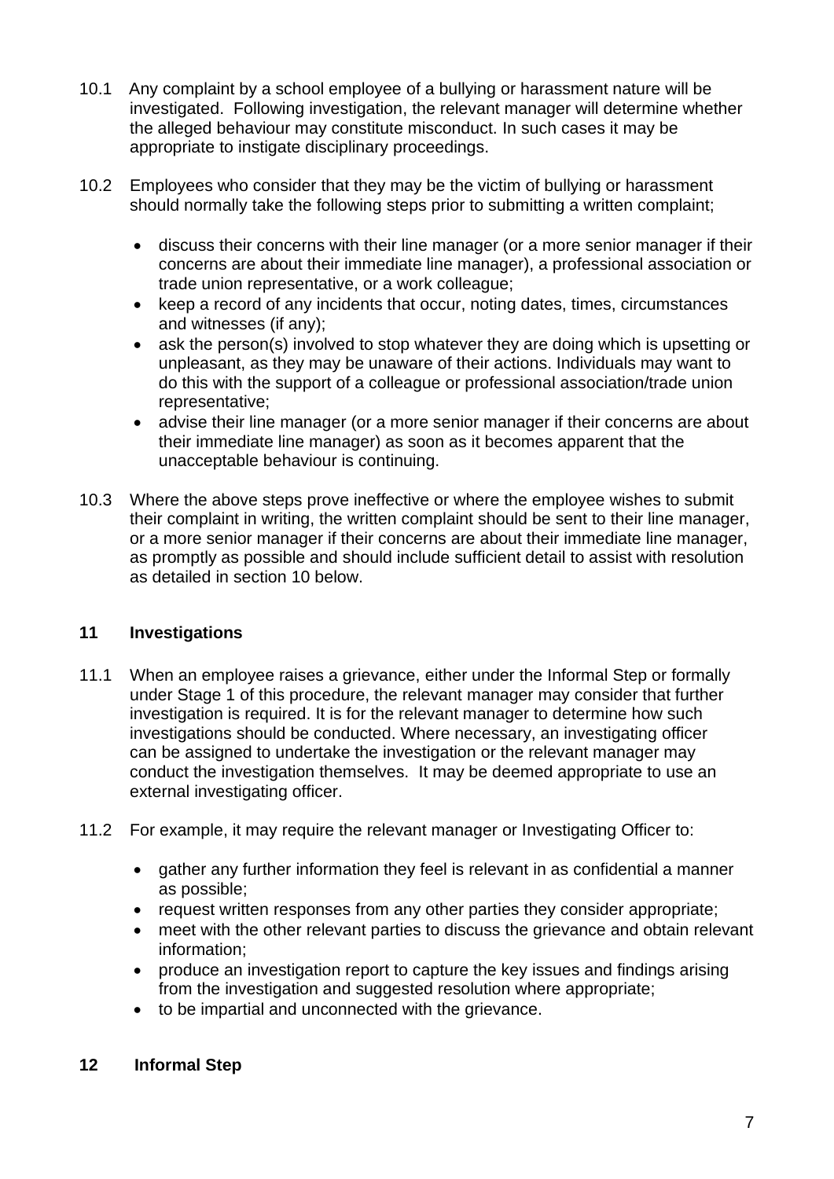10.1 Any complaint by a school employee of a bullying or harassment nature will be investigated. Following investigation, the relevant manager will determine whether the alleged behaviour may constitute misconduct. In such cases it may be appropriate to instigate disciplinary proceedings.

10.2 Employees who consider that they may be the victim of bullying or harassment should normally take the following steps prior to submitting a written complaint;

- discuss their concerns with their line manager (or a more senior manager if their concerns are about their immediate line manager), a professional association or trade union representative, or a work colleague;
- keep a record of any incidents that occur, noting dates, times, circumstances and witnesses (if any);
- ask the person(s) involved to stop whatever they are doing which is upsetting or unpleasant, as they may be unaware of their actions. Individuals may want to do this with the support of a colleague or professional association/trade union representative;
- advise their line manager (or a more senior manager if their concerns are about their immediate line manager) as soon as it becomes apparent that the unacceptable behaviour is continuing.

10.3 Where the above steps prove ineffective or where the employee wishes to submit their complaint in writing, the written complaint should be sent to their line manager, or a more senior manager if their concerns are about their immediate line manager, as promptly as possible and should include sufficient detail to assist with resolution as detailed in section 10 below.

## 11 Investigations

11.1 When an employee raises a grievance, either under the Informal Step or formally under Stage 1 of this procedure, the relevant manager may consider that further investigation is required. It is for the relevant manager to determine how such investigations should be conducted. Where necessary, an investigating officer can be assigned to undertake the investigation or the relevant manager may conduct the investigation themselves. It may be deemed appropriate to use an external investigating officer.

11.2 For example, it may require the relevant manager or Investigating Officer to:

- gather any further information they feel is relevant in as confidential a manner as possible;
- request written responses from any other parties they consider appropriate;
- meet with the other relevant parties to discuss the grievance and obtain relevant information;
- produce an investigation report to capture the key issues and findings arising from the investigation and suggested resolution where appropriate;
- to be impartial and unconnected with the grievance.

## 12 Informal Step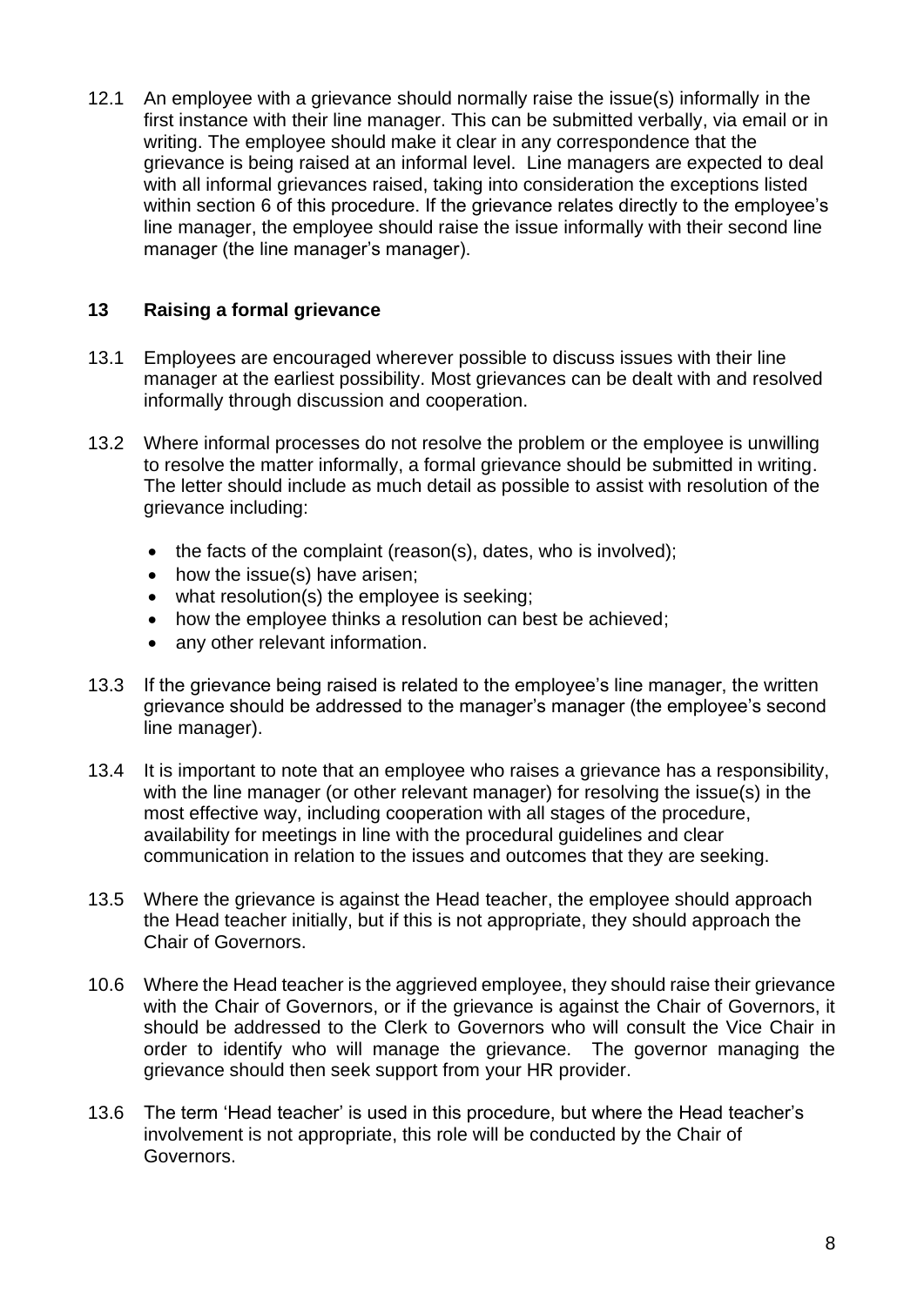12.1 An employee with a grievance should normally raise the issue(s) informally in the first instance with their line manager. This can be submitted verbally, via email or in writing. The employee should make it clear in any correspondence that the grievance is being raised at an informal level. Line managers are expected to deal with all informal grievances raised, taking into consideration the exceptions listed within section 6 of this procedure. If the grievance relates directly to the employee's line manager, the employee should raise the issue informally with their second line manager (the line manager's manager).

## 13 Raising a formal grievance

13.1 Employees are encouraged wherever possible to discuss issues with their line manager at the earliest possibility. Most grievances can be dealt with and resolved informally through discussion and cooperation.

13.2 Where informal processes do not resolve the problem or the employee is unwilling to resolve the matter informally, a formal grievance should be submitted in writing. The letter should include as much detail as possible to assist with resolution of the grievance including:

- the facts of the complaint (reason(s), dates, who is involved);
- how the issue(s) have arisen;
- what resolution(s) the employee is seeking;
- how the employee thinks a resolution can best be achieved;
- any other relevant information.

13.3 If the grievance being raised is related to the employee's line manager, the written grievance should be addressed to the manager's manager (the employee's second line manager).

13.4 It is important to note that an employee who raises a grievance has a responsibility, with the line manager (or other relevant manager) for resolving the issue(s) in the most effective way, including cooperation with all stages of the procedure, availability for meetings in line with the procedural guidelines and clear communication in relation to the issues and outcomes that they are seeking.

13.5 Where the grievance is against the Head teacher, the employee should approach the Head teacher initially, but if this is not appropriate, they should approach the Chair of Governors.

10.6 Where the Head teacher is the aggrieved employee, they should raise their grievance with the Chair of Governors, or if the grievance is against the Chair of Governors, it should be addressed to the Clerk to Governors who will consult the Vice Chair in order to identify who will manage the grievance. The governor managing the grievance should then seek support from your HR provider.

13.6 The term 'Head teacher' is used in this procedure, but where the Head teacher's involvement is not appropriate, this role will be conducted by the Chair of Governors.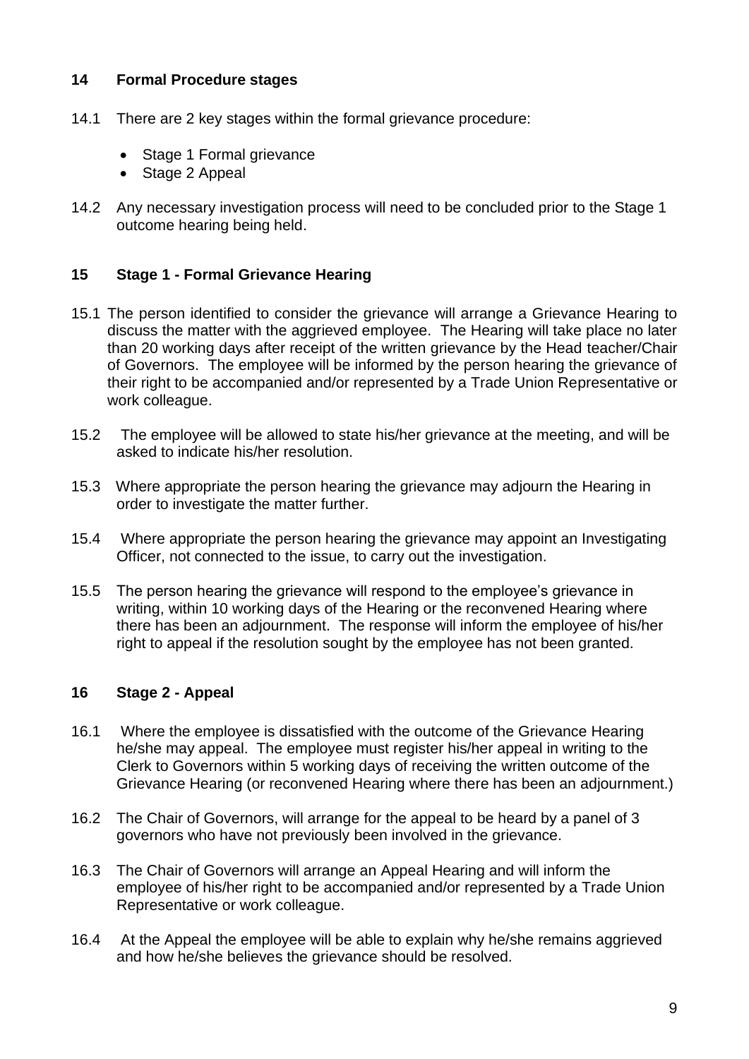## 14 Formal Procedure stages

14.1 There are 2 key stages within the formal grievance procedure:

- Stage 1 Formal grievance
- Stage 2 Appeal

14.2 Any necessary investigation process will need to be concluded prior to the Stage 1 outcome hearing being held.

## 15 Stage 1 - Formal Grievance Hearing

15.1 The person identified to consider the grievance will arrange a Grievance Hearing to discuss the matter with the aggrieved employee. The Hearing will take place no later than 20 working days after receipt of the written grievance by the Head teacher/Chair of Governors. The employee will be informed by the person hearing the grievance of their right to be accompanied and/or represented by a Trade Union Representative or work colleague.

15.2 The employee will be allowed to state his/her grievance at the meeting, and will be asked to indicate his/her resolution.

15.3 Where appropriate the person hearing the grievance may adjourn the Hearing in order to investigate the matter further.

15.4 Where appropriate the person hearing the grievance may appoint an Investigating Officer, not connected to the issue, to carry out the investigation.

15.5 The person hearing the grievance will respond to the employee's grievance in writing, within 10 working days of the Hearing or the reconvened Hearing where there has been an adjournment. The response will inform the employee of his/her right to appeal if the resolution sought by the employee has not been granted.

## 16 Stage 2 - Appeal

16.1 Where the employee is dissatisfied with the outcome of the Grievance Hearing he/she may appeal. The employee must register his/her appeal in writing to the Clerk to Governors within 5 working days of receiving the written outcome of the Grievance Hearing (or reconvened Hearing where there has been an adjournment.)

16.2 The Chair of Governors, will arrange for the appeal to be heard by a panel of 3 governors who have not previously been involved in the grievance.

16.3 The Chair of Governors will arrange an Appeal Hearing and will inform the employee of his/her right to be accompanied and/or represented by a Trade Union Representative or work colleague.

16.4 At the Appeal the employee will be able to explain why he/she remains aggrieved and how he/she believes the grievance should be resolved.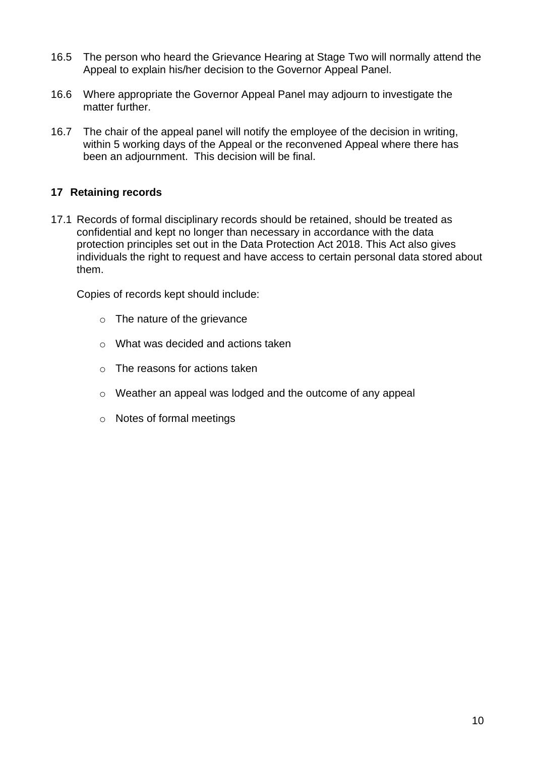16.5 The person who heard the Grievance Hearing at Stage Two will normally attend the Appeal to explain his/her decision to the Governor Appeal Panel.

16.6 Where appropriate the Governor Appeal Panel may adjourn to investigate the matter further.

16.7 The chair of the appeal panel will notify the employee of the decision in writing, within 5 working days of the Appeal or the reconvened Appeal where there has been an adjournment. This decision will be final.

## 17 Retaining records

17.1 Records of formal disciplinary records should be retained, should be treated as confidential and kept no longer than necessary in accordance with the data protection principles set out in the Data Protection Act 2018. This Act also gives individuals the right to request and have access to certain personal data stored about them.

Copies of records kept should include:

- The nature of the grievance
- What was decided and actions taken
- The reasons for actions taken
- Weather an appeal was lodged and the outcome of any appeal
- Notes of formal meetings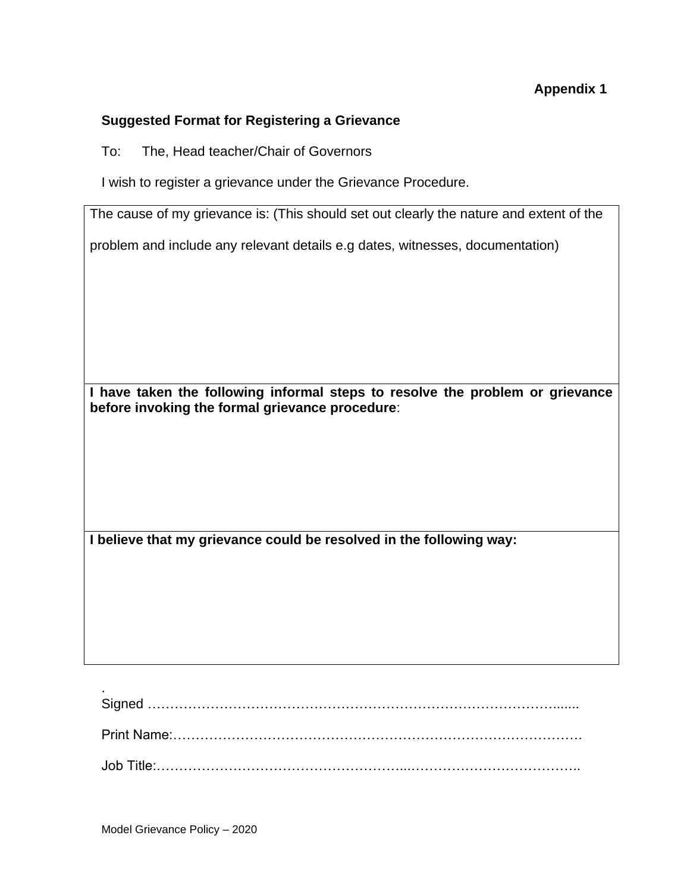**Appendix 1**

**Suggested Format for Registering a Grievance**

To: The, Head teacher/Chair of Governors

I wish to register a grievance under the Grievance Procedure.

| |
|---|
| The cause of my grievance is: (This should set out clearly the nature and extent of the problem and include any relevant details e.g dates, witnesses, documentation) |
| **I have taken the following informal steps to resolve the problem or grievance before invoking the formal grievance procedure**: |
| **I believe that my grievance could be resolved in the following way:** |

.
Signed …………………………………………………………………………………......

Print Name:……………………………………………………………………………….

Job Title:………………………………………………...………………………………..